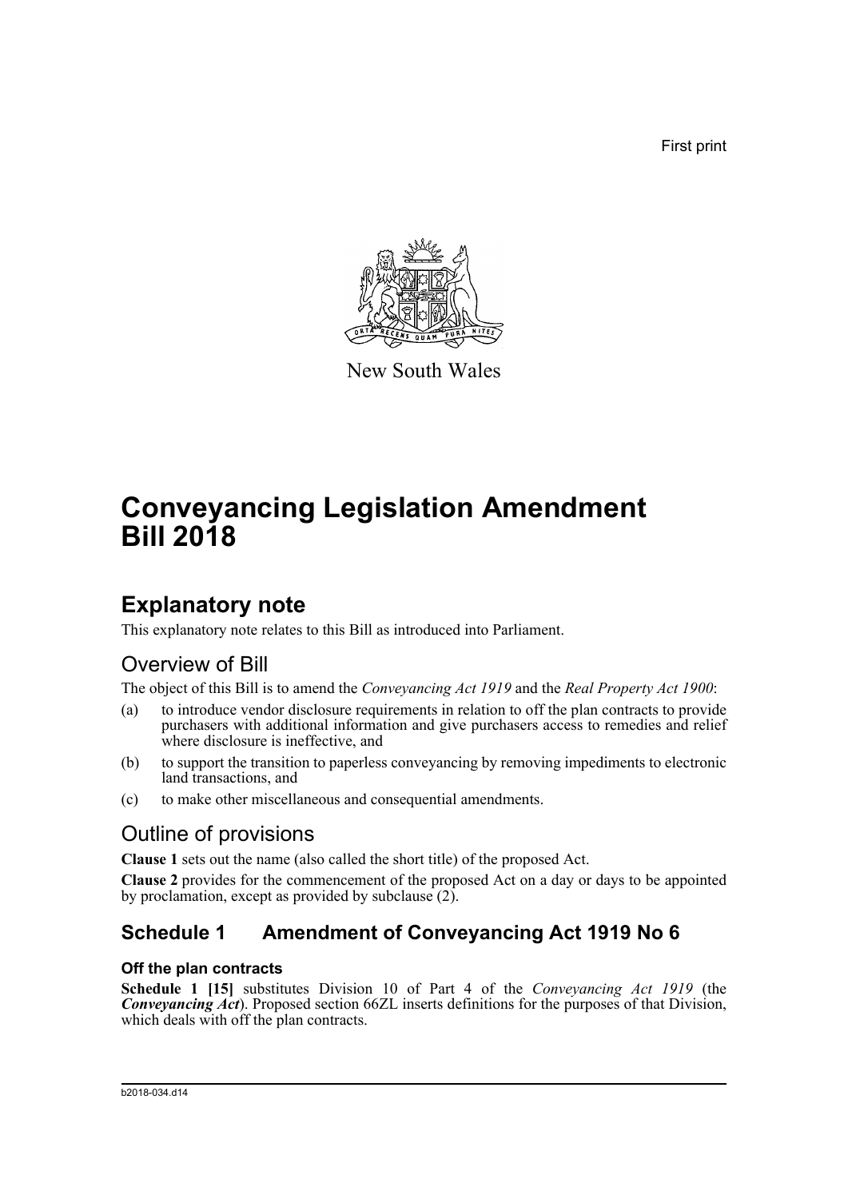First print

New South Wales

# Conveyancing Legislation Amendment Bill 2018

## Explanatory note

This explanatory note relates to this Bill as introduced into Parliament.

### Overview of Bill

The object of this Bill is to amend the *Conveyancing Act 1919* and the *Real Property Act 1900*:

(a) to introduce vendor disclosure requirements in relation to off the plan contracts to provide purchasers with additional information and give purchasers access to remedies and relief where disclosure is ineffective, and

(b) to support the transition to paperless conveyancing by removing impediments to electronic land transactions, and

(c) to make other miscellaneous and consequential amendments.

### Outline of provisions

**Clause 1** sets out the name (also called the short title) of the proposed Act.

**Clause 2** provides for the commencement of the proposed Act on a day or days to be appointed by proclamation, except as provided by subclause (2).

## Schedule 1 Amendment of Conveyancing Act 1919 No 6

#### Off the plan contracts

**Schedule 1 [15]** substitutes Division 10 of Part 4 of the *Conveyancing Act 1919* (the ***Conveyancing Act***). Proposed section 66ZL inserts definitions for the purposes of that Division, which deals with off the plan contracts.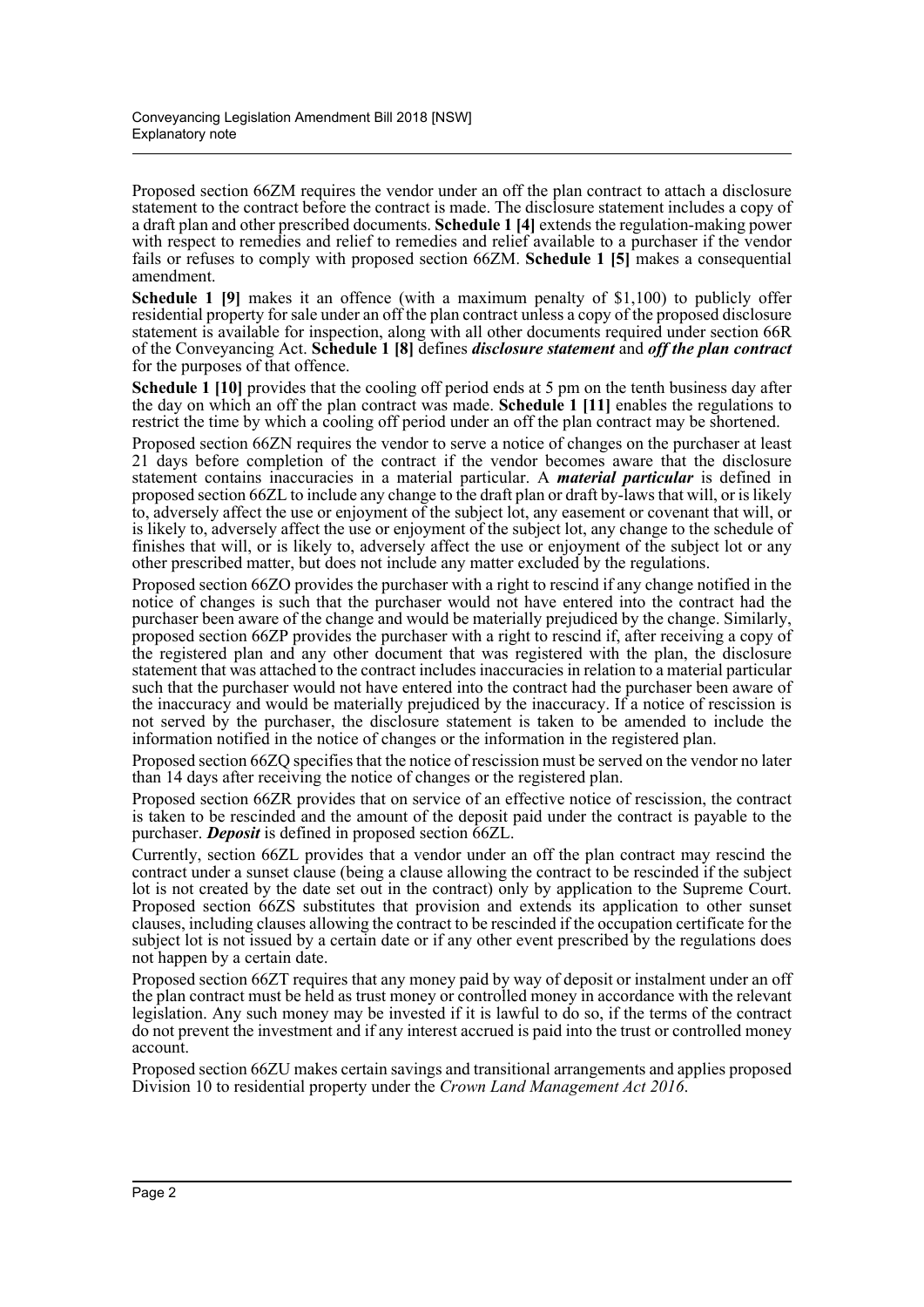Proposed section 66ZM requires the vendor under an off the plan contract to attach a disclosure statement to the contract before the contract is made. The disclosure statement includes a copy of a draft plan and other prescribed documents. **Schedule 1 [4]** extends the regulation-making power with respect to remedies and relief to remedies and relief available to a purchaser if the vendor fails or refuses to comply with proposed section 66ZM. **Schedule 1 [5]** makes a consequential amendment.

**Schedule 1 [9]** makes it an offence (with a maximum penalty of $1,100) to publicly offer residential property for sale under an off the plan contract unless a copy of the proposed disclosure statement is available for inspection, along with all other documents required under section 66R of the Conveyancing Act. **Schedule 1 [8]** defines ***disclosure statement*** and ***off the plan contract*** for the purposes of that offence.

**Schedule 1 [10]** provides that the cooling off period ends at 5 pm on the tenth business day after the day on which an off the plan contract was made. **Schedule 1 [11]** enables the regulations to restrict the time by which a cooling off period under an off the plan contract may be shortened.

Proposed section 66ZN requires the vendor to serve a notice of changes on the purchaser at least 21 days before completion of the contract if the vendor becomes aware that the disclosure statement contains inaccuracies in a material particular. A ***material particular*** is defined in proposed section 66ZL to include any change to the draft plan or draft by-laws that will, or is likely to, adversely affect the use or enjoyment of the subject lot, any easement or covenant that will, or is likely to, adversely affect the use or enjoyment of the subject lot, any change to the schedule of finishes that will, or is likely to, adversely affect the use or enjoyment of the subject lot or any other prescribed matter, but does not include any matter excluded by the regulations.

Proposed section 66ZO provides the purchaser with a right to rescind if any change notified in the notice of changes is such that the purchaser would not have entered into the contract had the purchaser been aware of the change and would be materially prejudiced by the change. Similarly, proposed section 66ZP provides the purchaser with a right to rescind if, after receiving a copy of the registered plan and any other document that was registered with the plan, the disclosure statement that was attached to the contract includes inaccuracies in relation to a material particular such that the purchaser would not have entered into the contract had the purchaser been aware of the inaccuracy and would be materially prejudiced by the inaccuracy. If a notice of rescission is not served by the purchaser, the disclosure statement is taken to be amended to include the information notified in the notice of changes or the information in the registered plan.

Proposed section 66ZQ specifies that the notice of rescission must be served on the vendor no later than 14 days after receiving the notice of changes or the registered plan.

Proposed section 66ZR provides that on service of an effective notice of rescission, the contract is taken to be rescinded and the amount of the deposit paid under the contract is payable to the purchaser. ***Deposit*** is defined in proposed section 66ZL.

Currently, section 66ZL provides that a vendor under an off the plan contract may rescind the contract under a sunset clause (being a clause allowing the contract to be rescinded if the subject lot is not created by the date set out in the contract) only by application to the Supreme Court. Proposed section 66ZS substitutes that provision and extends its application to other sunset clauses, including clauses allowing the contract to be rescinded if the occupation certificate for the subject lot is not issued by a certain date or if any other event prescribed by the regulations does not happen by a certain date.

Proposed section 66ZT requires that any money paid by way of deposit or instalment under an off the plan contract must be held as trust money or controlled money in accordance with the relevant legislation. Any such money may be invested if it is lawful to do so, if the terms of the contract do not prevent the investment and if any interest accrued is paid into the trust or controlled money account.

Proposed section 66ZU makes certain savings and transitional arrangements and applies proposed Division 10 to residential property under the *Crown Land Management Act 2016*.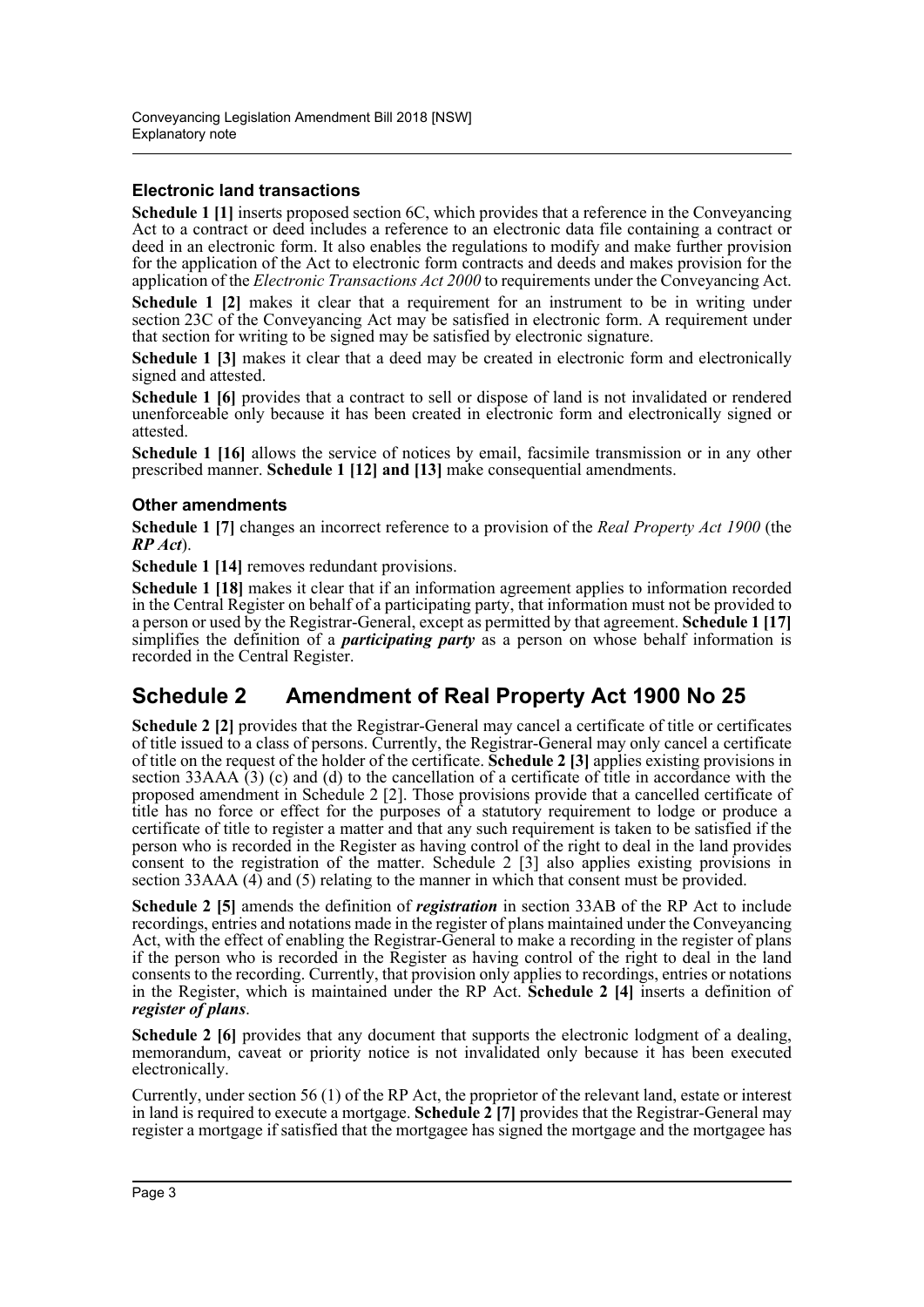### Electronic land transactions

**Schedule 1 [1]** inserts proposed section 6C, which provides that a reference in the Conveyancing Act to a contract or deed includes a reference to an electronic data file containing a contract or deed in an electronic form. It also enables the regulations to modify and make further provision for the application of the Act to electronic form contracts and deeds and makes provision for the application of the *Electronic Transactions Act 2000* to requirements under the Conveyancing Act.

**Schedule 1 [2]** makes it clear that a requirement for an instrument to be in writing under section 23C of the Conveyancing Act may be satisfied in electronic form. A requirement under that section for writing to be signed may be satisfied by electronic signature.

**Schedule 1 [3]** makes it clear that a deed may be created in electronic form and electronically signed and attested.

**Schedule 1 [6]** provides that a contract to sell or dispose of land is not invalidated or rendered unenforceable only because it has been created in electronic form and electronically signed or attested.

**Schedule 1 [16]** allows the service of notices by email, facsimile transmission or in any other prescribed manner. **Schedule 1 [12] and [13]** make consequential amendments.

### Other amendments

**Schedule 1 [7]** changes an incorrect reference to a provision of the *Real Property Act 1900* (the ***RP Act***).

**Schedule 1 [14]** removes redundant provisions.

**Schedule 1 [18]** makes it clear that if an information agreement applies to information recorded in the Central Register on behalf of a participating party, that information must not be provided to a person or used by the Registrar-General, except as permitted by that agreement. **Schedule 1 [17]** simplifies the definition of a ***participating party*** as a person on whose behalf information is recorded in the Central Register.

## Schedule 2 Amendment of Real Property Act 1900 No 25

**Schedule 2 [2]** provides that the Registrar-General may cancel a certificate of title or certificates of title issued to a class of persons. Currently, the Registrar-General may only cancel a certificate of title on the request of the holder of the certificate. **Schedule 2 [3]** applies existing provisions in section 33AAA (3) (c) and (d) to the cancellation of a certificate of title in accordance with the proposed amendment in Schedule 2 [2]. Those provisions provide that a cancelled certificate of title has no force or effect for the purposes of a statutory requirement to lodge or produce a certificate of title to register a matter and that any such requirement is taken to be satisfied if the person who is recorded in the Register as having control of the right to deal in the land provides consent to the registration of the matter. Schedule 2 [3] also applies existing provisions in section 33AAA (4) and (5) relating to the manner in which that consent must be provided.

**Schedule 2 [5]** amends the definition of ***registration*** in section 33AB of the RP Act to include recordings, entries and notations made in the register of plans maintained under the Conveyancing Act, with the effect of enabling the Registrar-General to make a recording in the register of plans if the person who is recorded in the Register as having control of the right to deal in the land consents to the recording. Currently, that provision only applies to recordings, entries or notations in the Register, which is maintained under the RP Act. **Schedule 2 [4]** inserts a definition of ***register of plans***.

**Schedule 2 [6]** provides that any document that supports the electronic lodgment of a dealing, memorandum, caveat or priority notice is not invalidated only because it has been executed electronically.

Currently, under section 56 (1) of the RP Act, the proprietor of the relevant land, estate or interest in land is required to execute a mortgage. **Schedule 2 [7]** provides that the Registrar-General may register a mortgage if satisfied that the mortgagee has signed the mortgage and the mortgagee has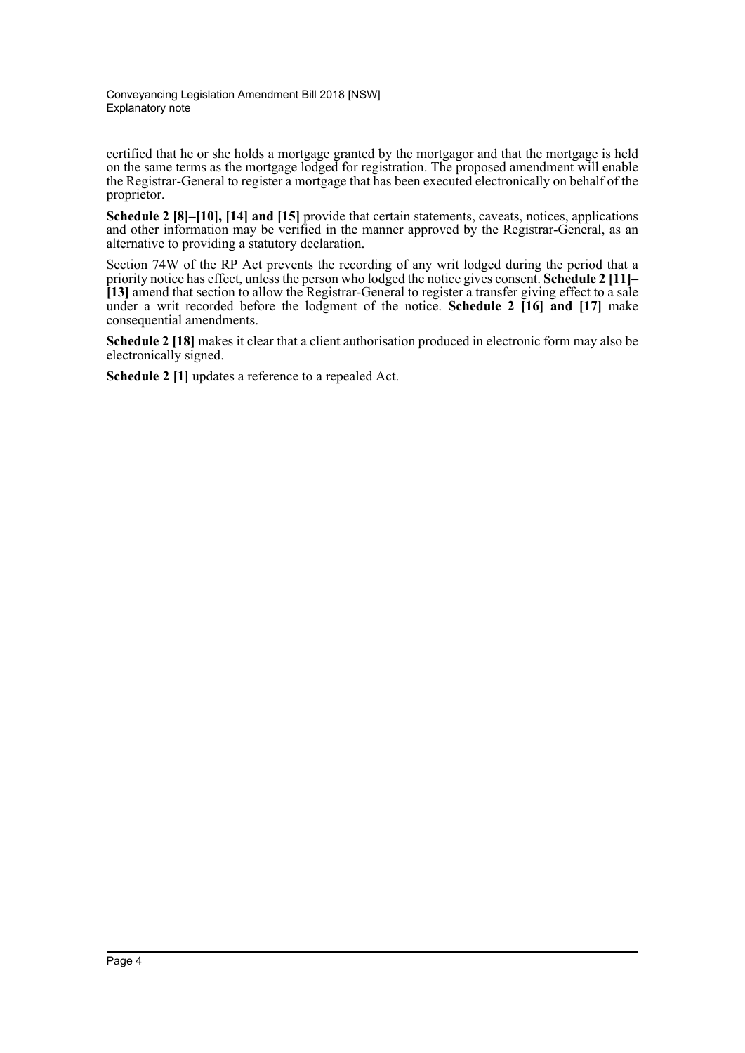certified that he or she holds a mortgage granted by the mortgagor and that the mortgage is held on the same terms as the mortgage lodged for registration. The proposed amendment will enable the Registrar-General to register a mortgage that has been executed electronically on behalf of the proprietor.

**Schedule 2 [8]–[10], [14] and [15]** provide that certain statements, caveats, notices, applications and other information may be verified in the manner approved by the Registrar-General, as an alternative to providing a statutory declaration.

Section 74W of the RP Act prevents the recording of any writ lodged during the period that a priority notice has effect, unless the person who lodged the notice gives consent. **Schedule 2 [11]–[13]** amend that section to allow the Registrar-General to register a transfer giving effect to a sale under a writ recorded before the lodgment of the notice. **Schedule 2 [16] and [17]** make consequential amendments.

**Schedule 2 [18]** makes it clear that a client authorisation produced in electronic form may also be electronically signed.

**Schedule 2 [1]** updates a reference to a repealed Act.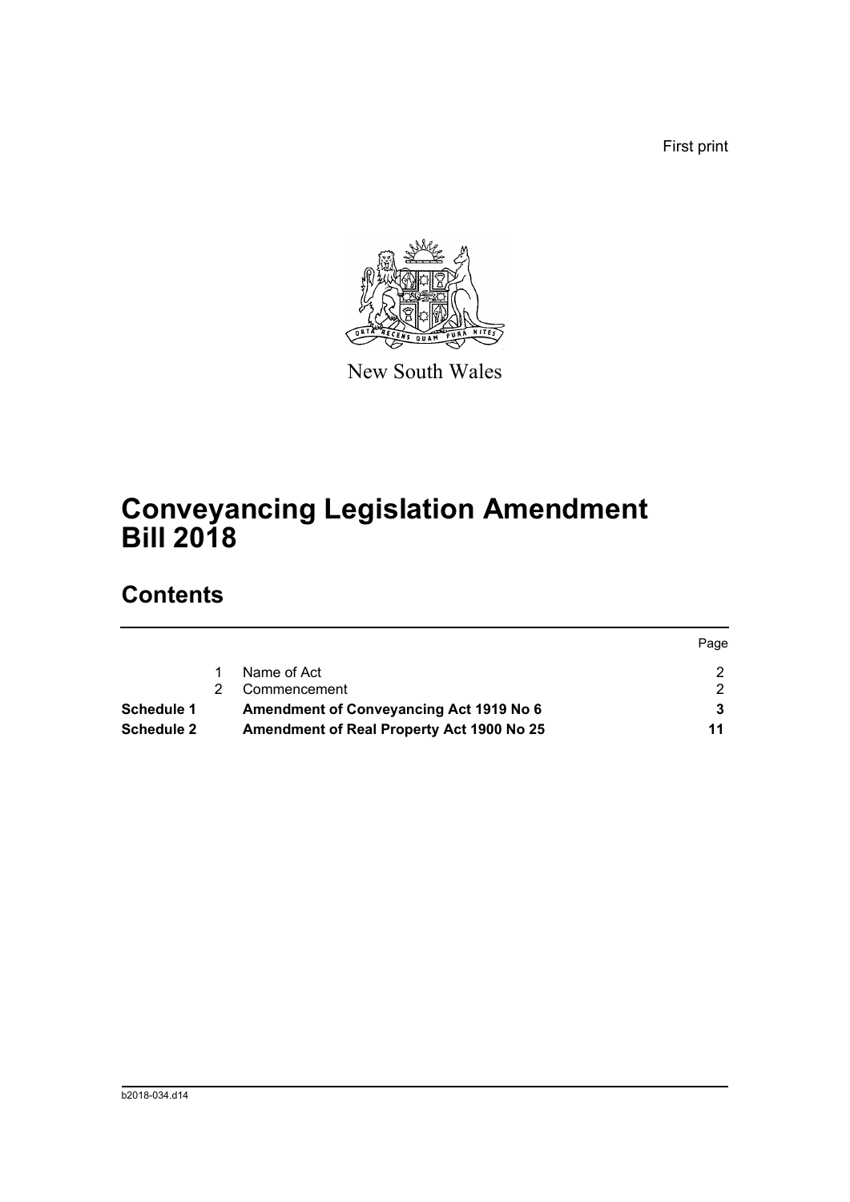First print

New South Wales

# Conveyancing Legislation Amendment Bill 2018

## Contents

| | | | Page |
|---|---|---|---|
| | 1 | Name of Act | 2 |
| | 2 | Commencement | 2 |
| **Schedule 1** | | **Amendment of Conveyancing Act 1919 No 6** | **3** |
| **Schedule 2** | | **Amendment of Real Property Act 1900 No 25** | **11** |

b2018-034.d14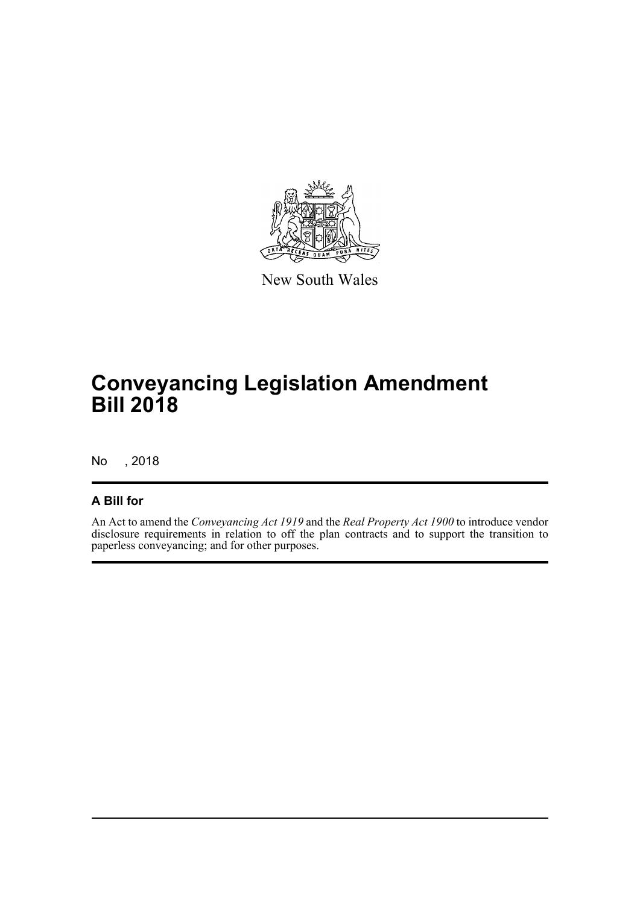New South Wales

# Conveyancing Legislation Amendment Bill 2018

No , 2018

## A Bill for

An Act to amend the *Conveyancing Act 1919* and the *Real Property Act 1900* to introduce vendor disclosure requirements in relation to off the plan contracts and to support the transition to paperless conveyancing; and for other purposes.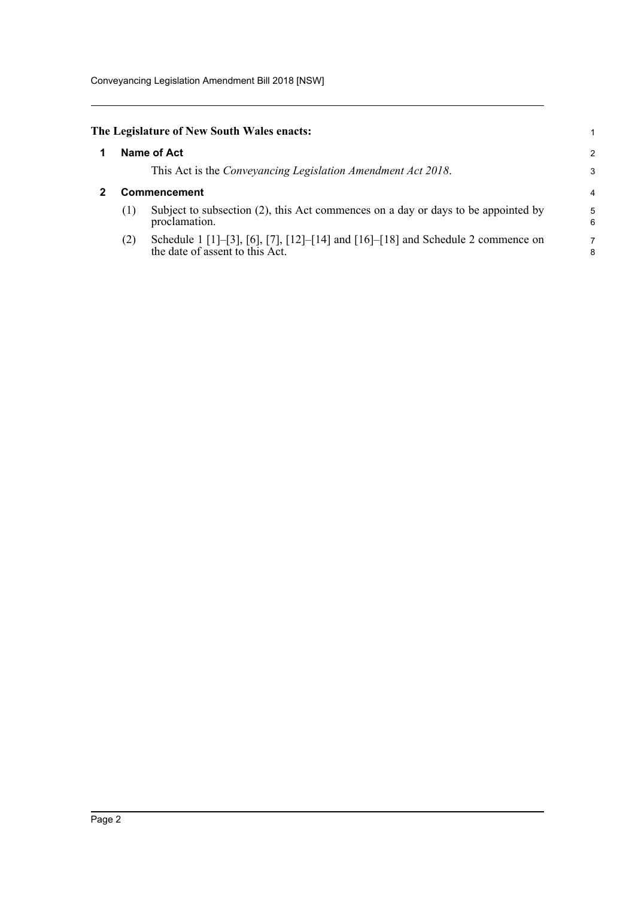**The Legislature of New South Wales enacts:**

## 1 Name of Act

This Act is the *Conveyancing Legislation Amendment Act 2018*.

## 2 Commencement

(1) Subject to subsection (2), this Act commences on a day or days to be appointed by proclamation.

(2) Schedule 1 [1]–[3], [6], [7], [12]–[14] and [16]–[18] and Schedule 2 commence on the date of assent to this Act.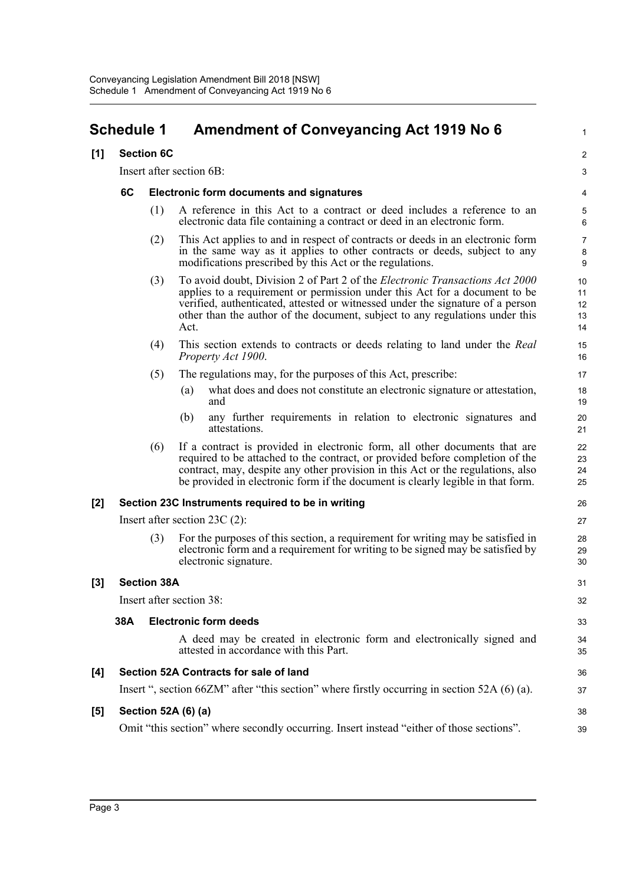# Schedule 1 Amendment of Conveyancing Act 1919 No 6

**[1] Section 6C**

Insert after section 6B:

**6C Electronic form documents and signatures**

(1) A reference in this Act to a contract or deed includes a reference to an electronic data file containing a contract or deed in an electronic form.

(2) This Act applies to and in respect of contracts or deeds in an electronic form in the same way as it applies to other contracts or deeds, subject to any modifications prescribed by this Act or the regulations.

(3) To avoid doubt, Division 2 of Part 2 of the *Electronic Transactions Act 2000* applies to a requirement or permission under this Act for a document to be verified, authenticated, attested or witnessed under the signature of a person other than the author of the document, subject to any regulations under this Act.

(4) This section extends to contracts or deeds relating to land under the *Real Property Act 1900*.

(5) The regulations may, for the purposes of this Act, prescribe:

(a) what does and does not constitute an electronic signature or attestation, and

(b) any further requirements in relation to electronic signatures and attestations.

(6) If a contract is provided in electronic form, all other documents that are required to be attached to the contract, or provided before completion of the contract, may, despite any other provision in this Act or the regulations, also be provided in electronic form if the document is clearly legible in that form.

**[2] Section 23C Instruments required to be in writing**

Insert after section 23C (2):

(3) For the purposes of this section, a requirement for writing may be satisfied in electronic form and a requirement for writing to be signed may be satisfied by electronic signature.

**[3] Section 38A**

Insert after section 38:

**38A Electronic form deeds**

A deed may be created in electronic form and electronically signed and attested in accordance with this Part.

**[4] Section 52A Contracts for sale of land**

Insert ", section 66ZM" after "this section" where firstly occurring in section 52A (6) (a).

**[5] Section 52A (6) (a)**

Omit "this section" where secondly occurring. Insert instead "either of those sections".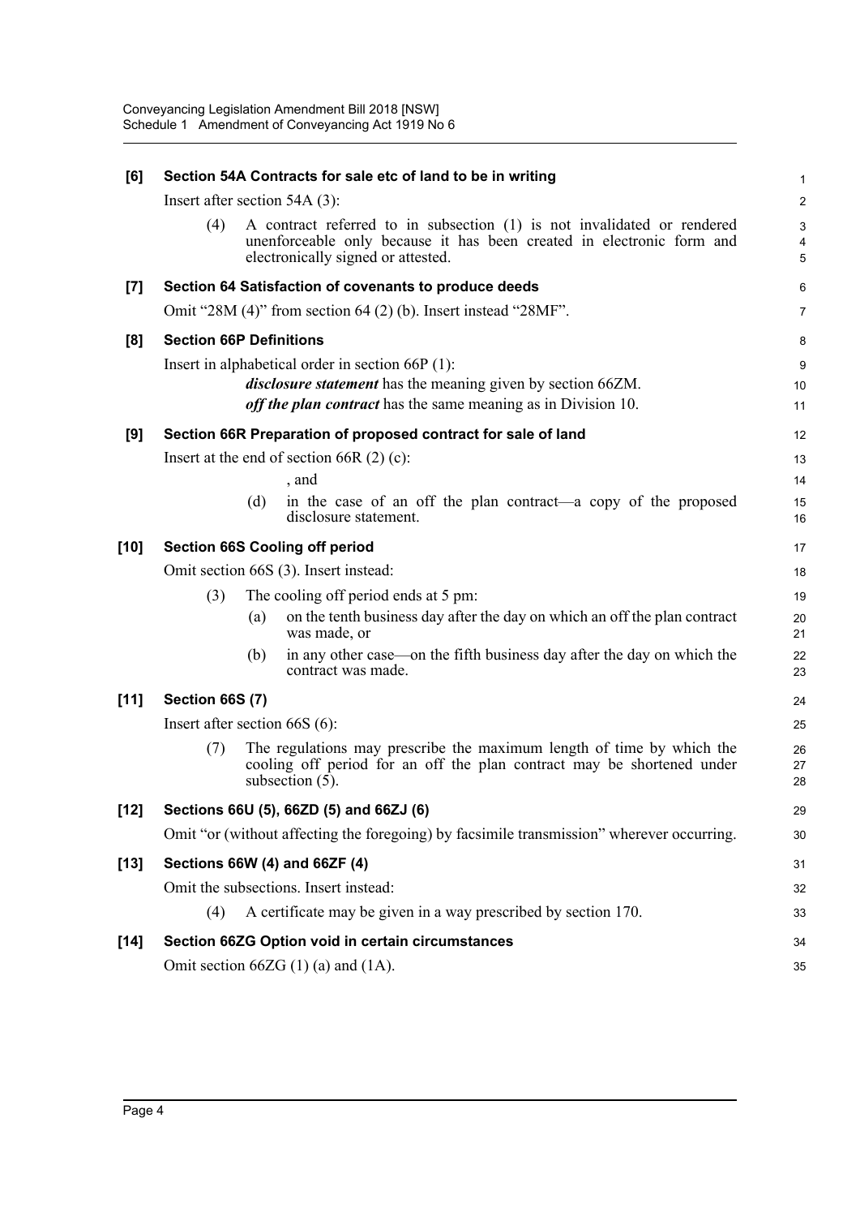**[6] Section 54A Contracts for sale etc of land to be in writing**

Insert after section 54A (3):

> (4) A contract referred to in subsection (1) is not invalidated or rendered unenforceable only because it has been created in electronic form and electronically signed or attested.

**[7] Section 64 Satisfaction of covenants to produce deeds**

Omit "28M (4)" from section 64 (2) (b). Insert instead "28MF".

**[8] Section 66P Definitions**

Insert in alphabetical order in section 66P (1):

> ***disclosure statement*** has the meaning given by section 66ZM.
>
> ***off the plan contract*** has the same meaning as in Division 10.

**[9] Section 66R Preparation of proposed contract for sale of land**

Insert at the end of section 66R (2) (c):

> , and
>
> (d) in the case of an off the plan contract—a copy of the proposed disclosure statement.

**[10] Section 66S Cooling off period**

Omit section 66S (3). Insert instead:

> (3) The cooling off period ends at 5 pm:
>
> (a) on the tenth business day after the day on which an off the plan contract was made, or
>
> (b) in any other case—on the fifth business day after the day on which the contract was made.

**[11] Section 66S (7)**

Insert after section 66S (6):

> (7) The regulations may prescribe the maximum length of time by which the cooling off period for an off the plan contract may be shortened under subsection (5).

**[12] Sections 66U (5), 66ZD (5) and 66ZJ (6)**

Omit "or (without affecting the foregoing) by facsimile transmission" wherever occurring.

**[13] Sections 66W (4) and 66ZF (4)**

Omit the subsections. Insert instead:

> (4) A certificate may be given in a way prescribed by section 170.

**[14] Section 66ZG Option void in certain circumstances**

Omit section 66ZG (1) (a) and (1A).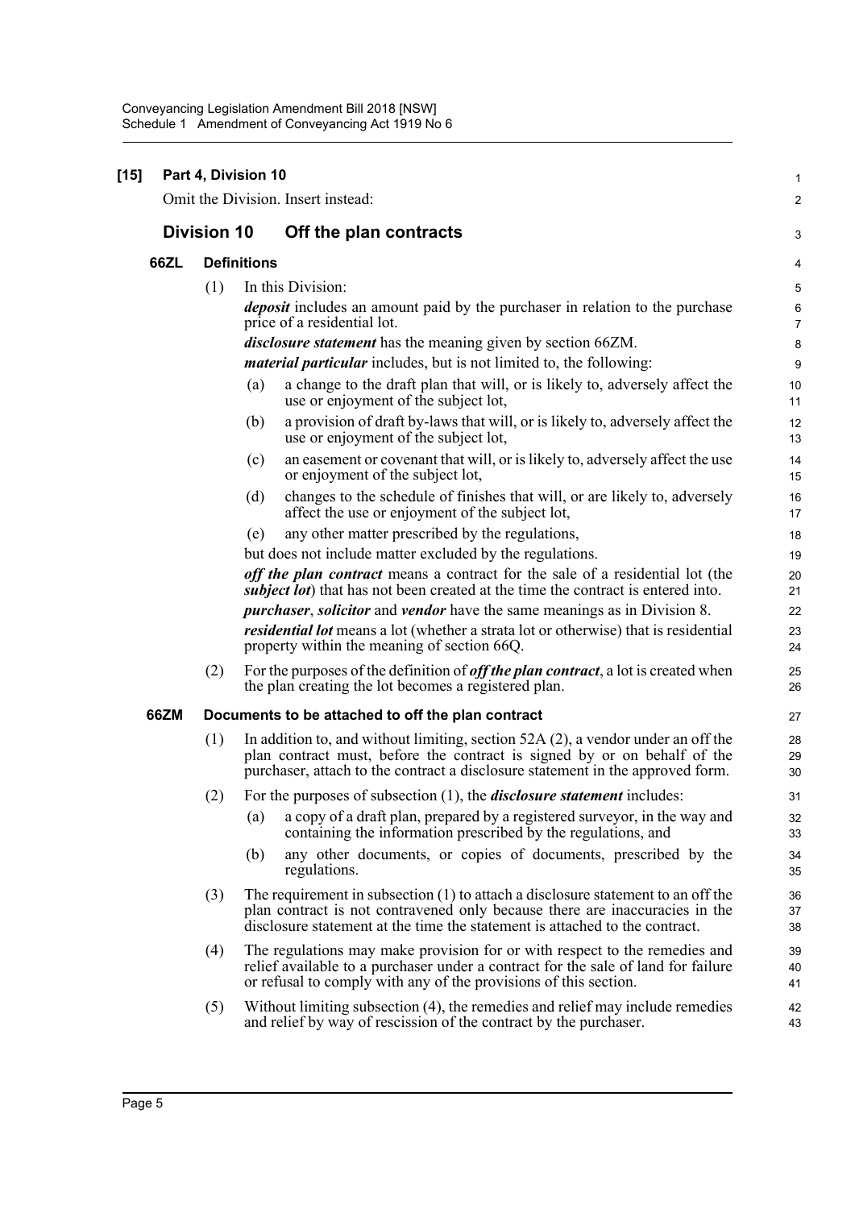**[15] Part 4, Division 10**

Omit the Division. Insert instead:

## Division 10 Off the plan contracts

### 66ZL Definitions

(1) In this Division:

***deposit*** includes an amount paid by the purchaser in relation to the purchase price of a residential lot.

***disclosure statement*** has the meaning given by section 66ZM.

***material particular*** includes, but is not limited to, the following:

- (a) a change to the draft plan that will, or is likely to, adversely affect the use or enjoyment of the subject lot,
- (b) a provision of draft by-laws that will, or is likely to, adversely affect the use or enjoyment of the subject lot,
- (c) an easement or covenant that will, or is likely to, adversely affect the use or enjoyment of the subject lot,
- (d) changes to the schedule of finishes that will, or are likely to, adversely affect the use or enjoyment of the subject lot,
- (e) any other matter prescribed by the regulations,

but does not include matter excluded by the regulations.

***off the plan contract*** means a contract for the sale of a residential lot (the ***subject lot***) that has not been created at the time the contract is entered into.

***purchaser***, ***solicitor*** and ***vendor*** have the same meanings as in Division 8.

***residential lot*** means a lot (whether a strata lot or otherwise) that is residential property within the meaning of section 66Q.

(2) For the purposes of the definition of ***off the plan contract***, a lot is created when the plan creating the lot becomes a registered plan.

### 66ZM Documents to be attached to off the plan contract

(1) In addition to, and without limiting, section 52A (2), a vendor under an off the plan contract must, before the contract is signed by or on behalf of the purchaser, attach to the contract a disclosure statement in the approved form.

(2) For the purposes of subsection (1), the ***disclosure statement*** includes:

- (a) a copy of a draft plan, prepared by a registered surveyor, in the way and containing the information prescribed by the regulations, and
- (b) any other documents, or copies of documents, prescribed by the regulations.

(3) The requirement in subsection (1) to attach a disclosure statement to an off the plan contract is not contravened only because there are inaccuracies in the disclosure statement at the time the statement is attached to the contract.

(4) The regulations may make provision for or with respect to the remedies and relief available to a purchaser under a contract for the sale of land for failure or refusal to comply with any of the provisions of this section.

(5) Without limiting subsection (4), the remedies and relief may include remedies and relief by way of rescission of the contract by the purchaser.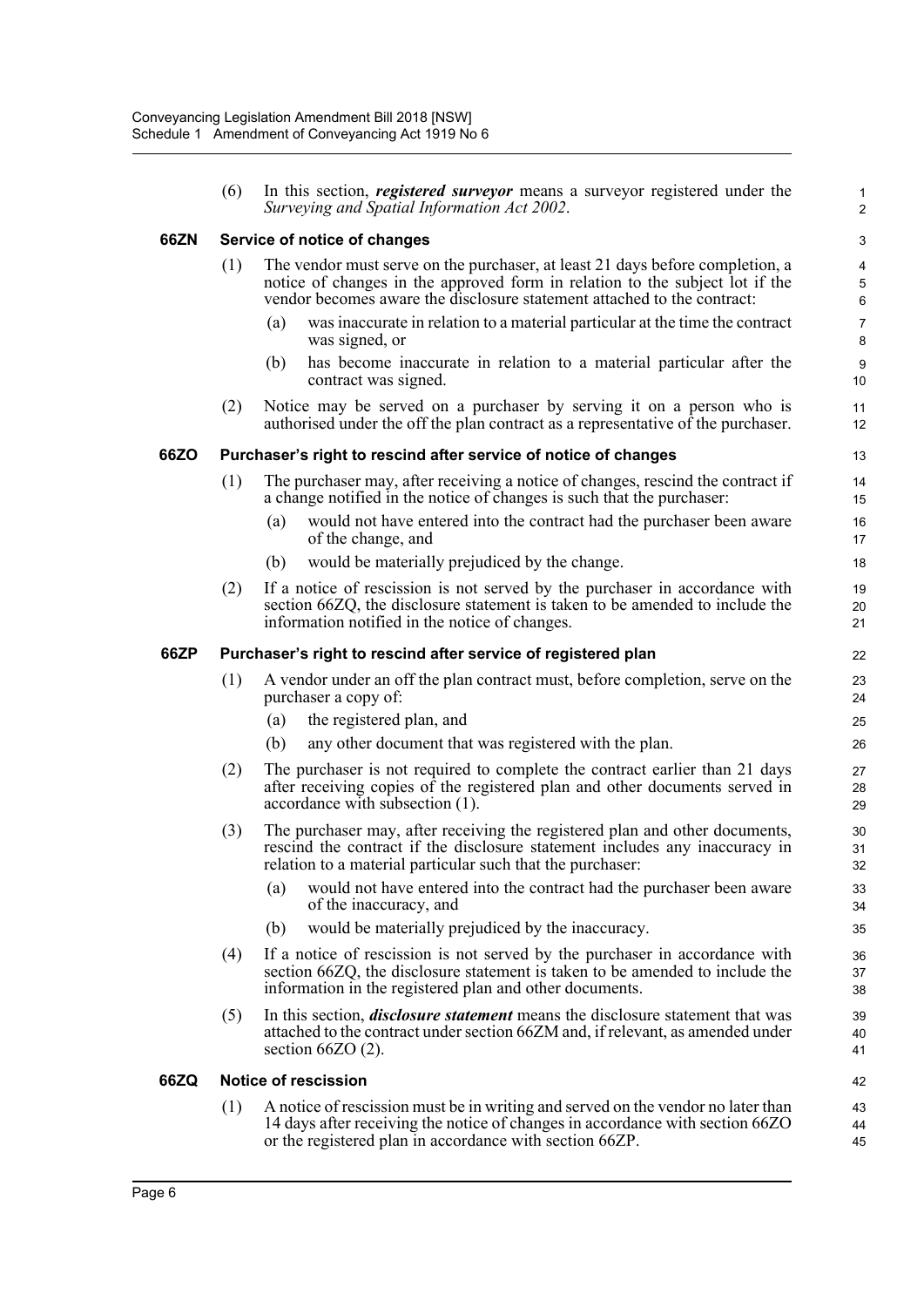(6) In this section, ***registered surveyor*** means a surveyor registered under the *Surveying and Spatial Information Act 2002*.

### 66ZN Service of notice of changes

(1) The vendor must serve on the purchaser, at least 21 days before completion, a notice of changes in the approved form in relation to the subject lot if the vendor becomes aware the disclosure statement attached to the contract:

(a) was inaccurate in relation to a material particular at the time the contract was signed, or

(b) has become inaccurate in relation to a material particular after the contract was signed.

(2) Notice may be served on a purchaser by serving it on a person who is authorised under the off the plan contract as a representative of the purchaser.

### 66ZO Purchaser's right to rescind after service of notice of changes

(1) The purchaser may, after receiving a notice of changes, rescind the contract if a change notified in the notice of changes is such that the purchaser:

(a) would not have entered into the contract had the purchaser been aware of the change, and

(b) would be materially prejudiced by the change.

(2) If a notice of rescission is not served by the purchaser in accordance with section 66ZQ, the disclosure statement is taken to be amended to include the information notified in the notice of changes.

### 66ZP Purchaser's right to rescind after service of registered plan

(1) A vendor under an off the plan contract must, before completion, serve on the purchaser a copy of:

(a) the registered plan, and

(b) any other document that was registered with the plan.

(2) The purchaser is not required to complete the contract earlier than 21 days after receiving copies of the registered plan and other documents served in accordance with subsection (1).

(3) The purchaser may, after receiving the registered plan and other documents, rescind the contract if the disclosure statement includes any inaccuracy in relation to a material particular such that the purchaser:

(a) would not have entered into the contract had the purchaser been aware of the inaccuracy, and

(b) would be materially prejudiced by the inaccuracy.

(4) If a notice of rescission is not served by the purchaser in accordance with section 66ZQ, the disclosure statement is taken to be amended to include the information in the registered plan and other documents.

(5) In this section, ***disclosure statement*** means the disclosure statement that was attached to the contract under section 66ZM and, if relevant, as amended under section 66ZO (2).

### 66ZQ Notice of rescission

(1) A notice of rescission must be in writing and served on the vendor no later than 14 days after receiving the notice of changes in accordance with section 66ZO or the registered plan in accordance with section 66ZP.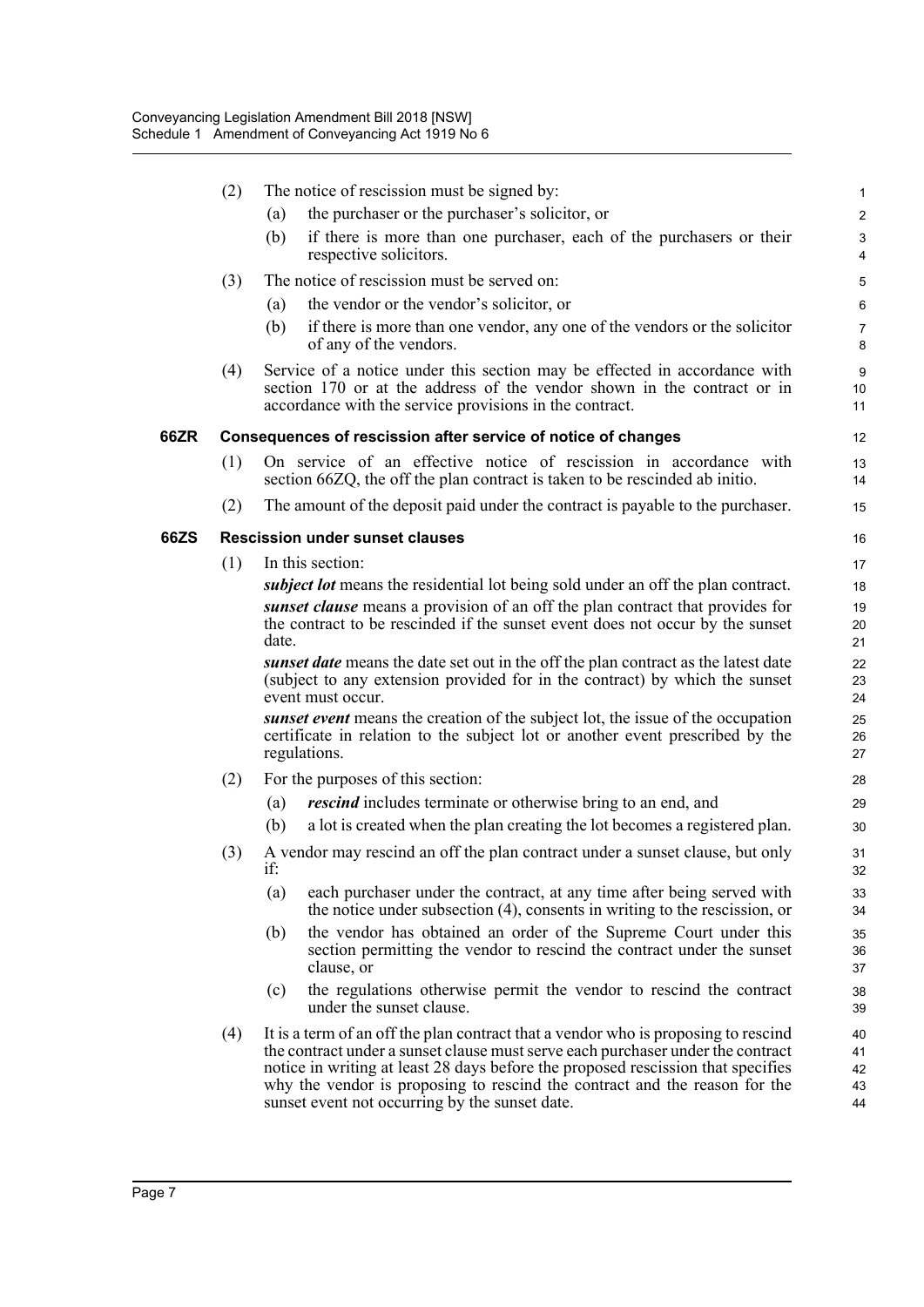(2) The notice of rescission must be signed by:

(a) the purchaser or the purchaser's solicitor, or

(b) if there is more than one purchaser, each of the purchasers or their respective solicitors.

(3) The notice of rescission must be served on:

(a) the vendor or the vendor's solicitor, or

(b) if there is more than one vendor, any one of the vendors or the solicitor of any of the vendors.

(4) Service of a notice under this section may be effected in accordance with section 170 or at the address of the vendor shown in the contract or in accordance with the service provisions in the contract.

**66ZR Consequences of rescission after service of notice of changes**

(1) On service of an effective notice of rescission in accordance with section 66ZQ, the off the plan contract is taken to be rescinded ab initio.

(2) The amount of the deposit paid under the contract is payable to the purchaser.

**66ZS Rescission under sunset clauses**

(1) In this section:

***subject lot*** means the residential lot being sold under an off the plan contract.

***sunset clause*** means a provision of an off the plan contract that provides for the contract to be rescinded if the sunset event does not occur by the sunset date.

***sunset date*** means the date set out in the off the plan contract as the latest date (subject to any extension provided for in the contract) by which the sunset event must occur.

***sunset event*** means the creation of the subject lot, the issue of the occupation certificate in relation to the subject lot or another event prescribed by the regulations.

(2) For the purposes of this section:

(a) ***rescind*** includes terminate or otherwise bring to an end, and

(b) a lot is created when the plan creating the lot becomes a registered plan.

(3) A vendor may rescind an off the plan contract under a sunset clause, but only if:

(a) each purchaser under the contract, at any time after being served with the notice under subsection (4), consents in writing to the rescission, or

(b) the vendor has obtained an order of the Supreme Court under this section permitting the vendor to rescind the contract under the sunset clause, or

(c) the regulations otherwise permit the vendor to rescind the contract under the sunset clause.

(4) It is a term of an off the plan contract that a vendor who is proposing to rescind the contract under a sunset clause must serve each purchaser under the contract notice in writing at least 28 days before the proposed rescission that specifies why the vendor is proposing to rescind the contract and the reason for the sunset event not occurring by the sunset date.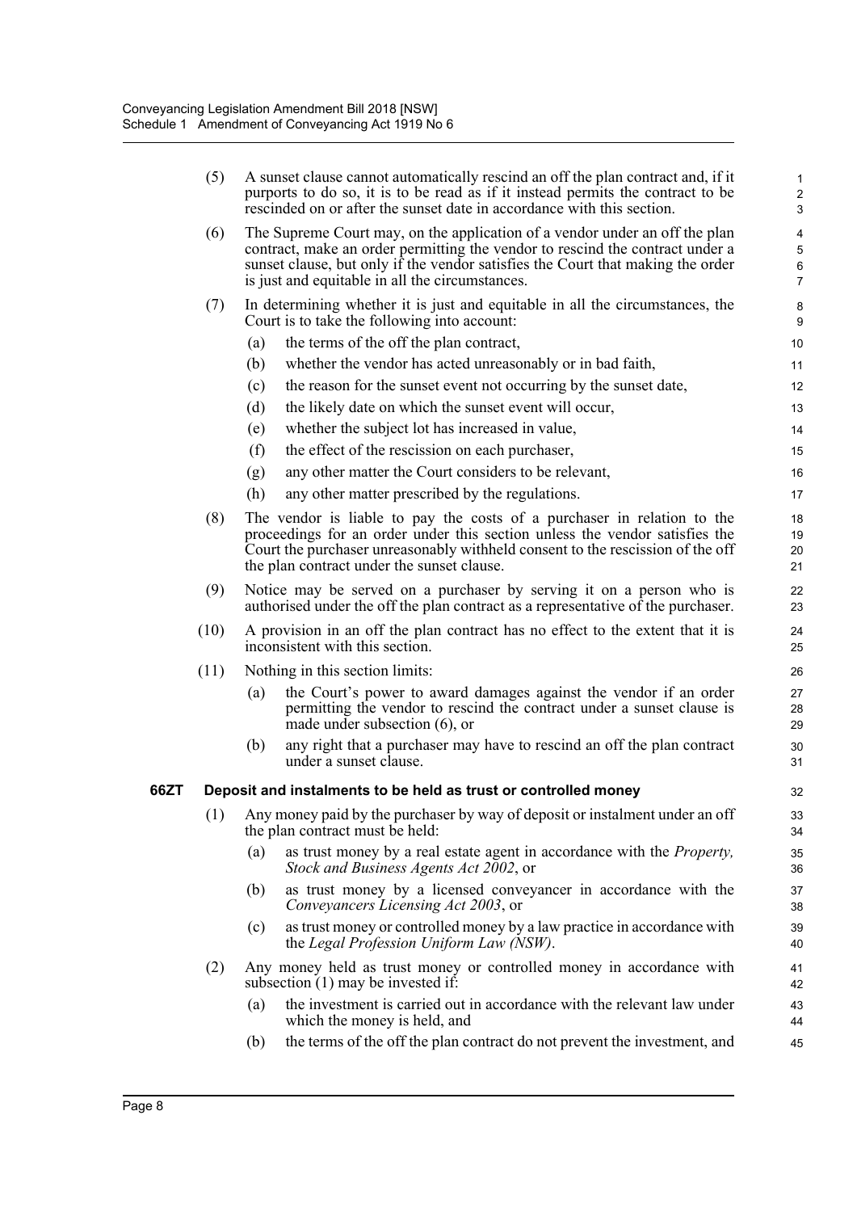(5) A sunset clause cannot automatically rescind an off the plan contract and, if it purports to do so, it is to be read as if it instead permits the contract to be rescinded on or after the sunset date in accordance with this section.

(6) The Supreme Court may, on the application of a vendor under an off the plan contract, make an order permitting the vendor to rescind the contract under a sunset clause, but only if the vendor satisfies the Court that making the order is just and equitable in all the circumstances.

(7) In determining whether it is just and equitable in all the circumstances, the Court is to take the following into account:

- (a) the terms of the off the plan contract,
- (b) whether the vendor has acted unreasonably or in bad faith,
- (c) the reason for the sunset event not occurring by the sunset date,
- (d) the likely date on which the sunset event will occur,
- (e) whether the subject lot has increased in value,
- (f) the effect of the rescission on each purchaser,
- (g) any other matter the Court considers to be relevant,
- (h) any other matter prescribed by the regulations.

(8) The vendor is liable to pay the costs of a purchaser in relation to the proceedings for an order under this section unless the vendor satisfies the Court the purchaser unreasonably withheld consent to the rescission of the off the plan contract under the sunset clause.

(9) Notice may be served on a purchaser by serving it on a person who is authorised under the off the plan contract as a representative of the purchaser.

(10) A provision in an off the plan contract has no effect to the extent that it is inconsistent with this section.

(11) Nothing in this section limits:

- (a) the Court's power to award damages against the vendor if an order permitting the vendor to rescind the contract under a sunset clause is made under subsection (6), or
- (b) any right that a purchaser may have to rescind an off the plan contract under a sunset clause.

**66ZT Deposit and instalments to be held as trust or controlled money**

(1) Any money paid by the purchaser by way of deposit or instalment under an off the plan contract must be held:

- (a) as trust money by a real estate agent in accordance with the *Property, Stock and Business Agents Act 2002*, or
- (b) as trust money by a licensed conveyancer in accordance with the *Conveyancers Licensing Act 2003*, or
- (c) as trust money or controlled money by a law practice in accordance with the *Legal Profession Uniform Law (NSW)*.

(2) Any money held as trust money or controlled money in accordance with subsection (1) may be invested if:

- (a) the investment is carried out in accordance with the relevant law under which the money is held, and
- (b) the terms of the off the plan contract do not prevent the investment, and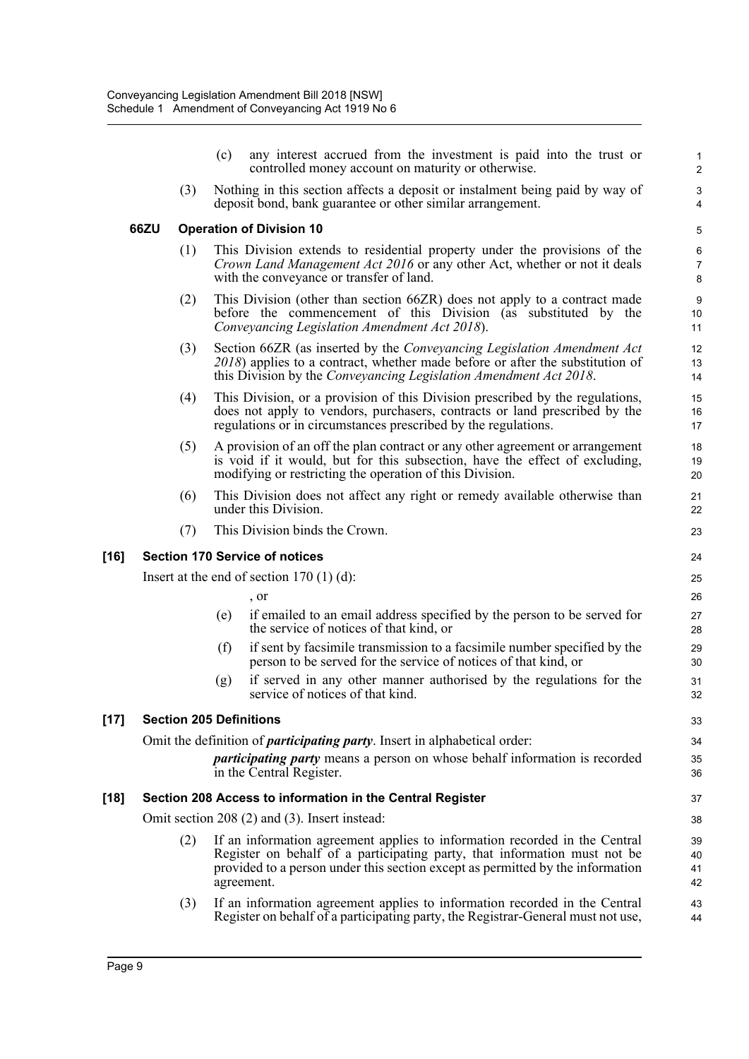(c) any interest accrued from the investment is paid into the trust or controlled money account on maturity or otherwise.

(3) Nothing in this section affects a deposit or instalment being paid by way of deposit bond, bank guarantee or other similar arrangement.

**66ZU Operation of Division 10**

(1) This Division extends to residential property under the provisions of the *Crown Land Management Act 2016* or any other Act, whether or not it deals with the conveyance or transfer of land.

(2) This Division (other than section 66ZR) does not apply to a contract made before the commencement of this Division (as substituted by the *Conveyancing Legislation Amendment Act 2018*).

(3) Section 66ZR (as inserted by the *Conveyancing Legislation Amendment Act 2018*) applies to a contract, whether made before or after the substitution of this Division by the *Conveyancing Legislation Amendment Act 2018*.

(4) This Division, or a provision of this Division prescribed by the regulations, does not apply to vendors, purchasers, contracts or land prescribed by the regulations or in circumstances prescribed by the regulations.

(5) A provision of an off the plan contract or any other agreement or arrangement is void if it would, but for this subsection, have the effect of excluding, modifying or restricting the operation of this Division.

(6) This Division does not affect any right or remedy available otherwise than under this Division.

(7) This Division binds the Crown.

**[16] Section 170 Service of notices**

Insert at the end of section 170 (1) (d):

, or

(e) if emailed to an email address specified by the person to be served for the service of notices of that kind, or

(f) if sent by facsimile transmission to a facsimile number specified by the person to be served for the service of notices of that kind, or

(g) if served in any other manner authorised by the regulations for the service of notices of that kind.

**[17] Section 205 Definitions**

Omit the definition of ***participating party***. Insert in alphabetical order:

***participating party*** means a person on whose behalf information is recorded in the Central Register.

**[18] Section 208 Access to information in the Central Register**

Omit section 208 (2) and (3). Insert instead:

(2) If an information agreement applies to information recorded in the Central Register on behalf of a participating party, that information must not be provided to a person under this section except as permitted by the information agreement.

(3) If an information agreement applies to information recorded in the Central Register on behalf of a participating party, the Registrar-General must not use,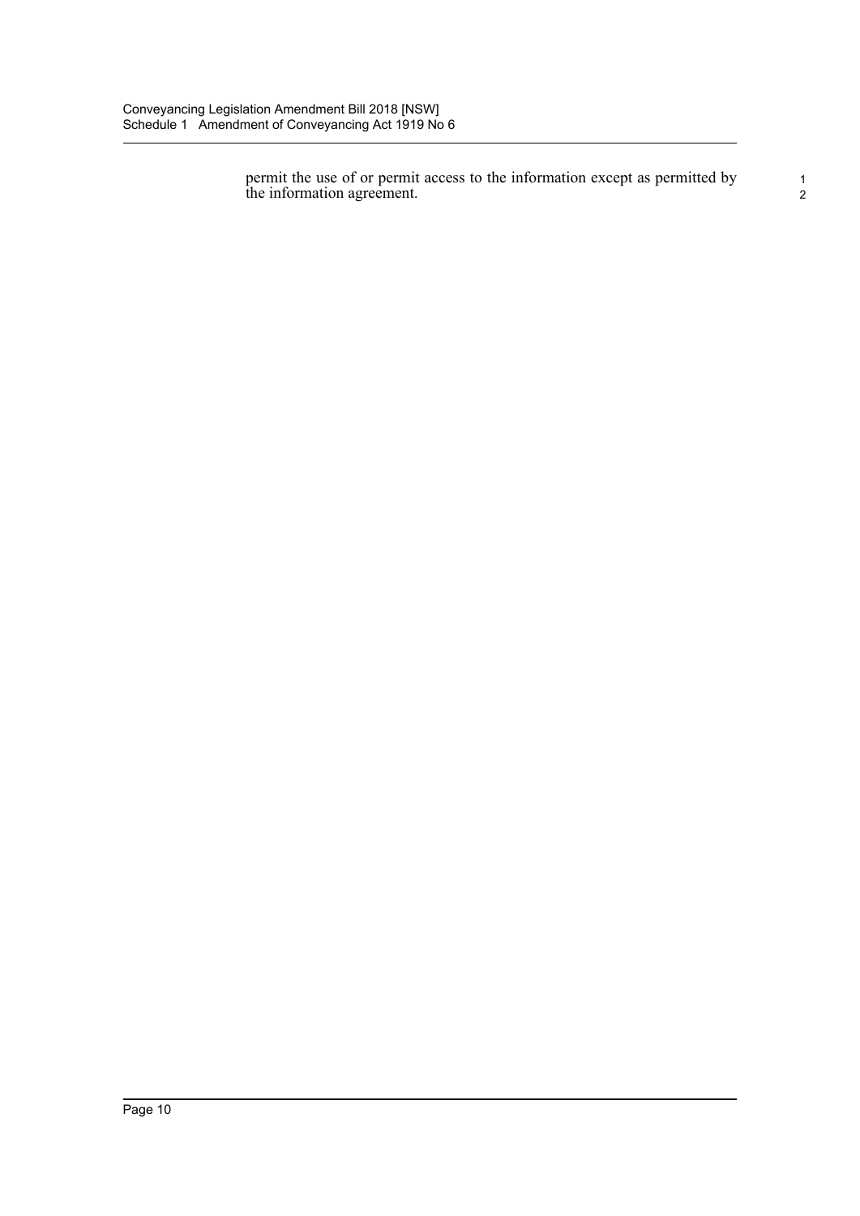permit the use of or permit access to the information except as permitted by the information agreement.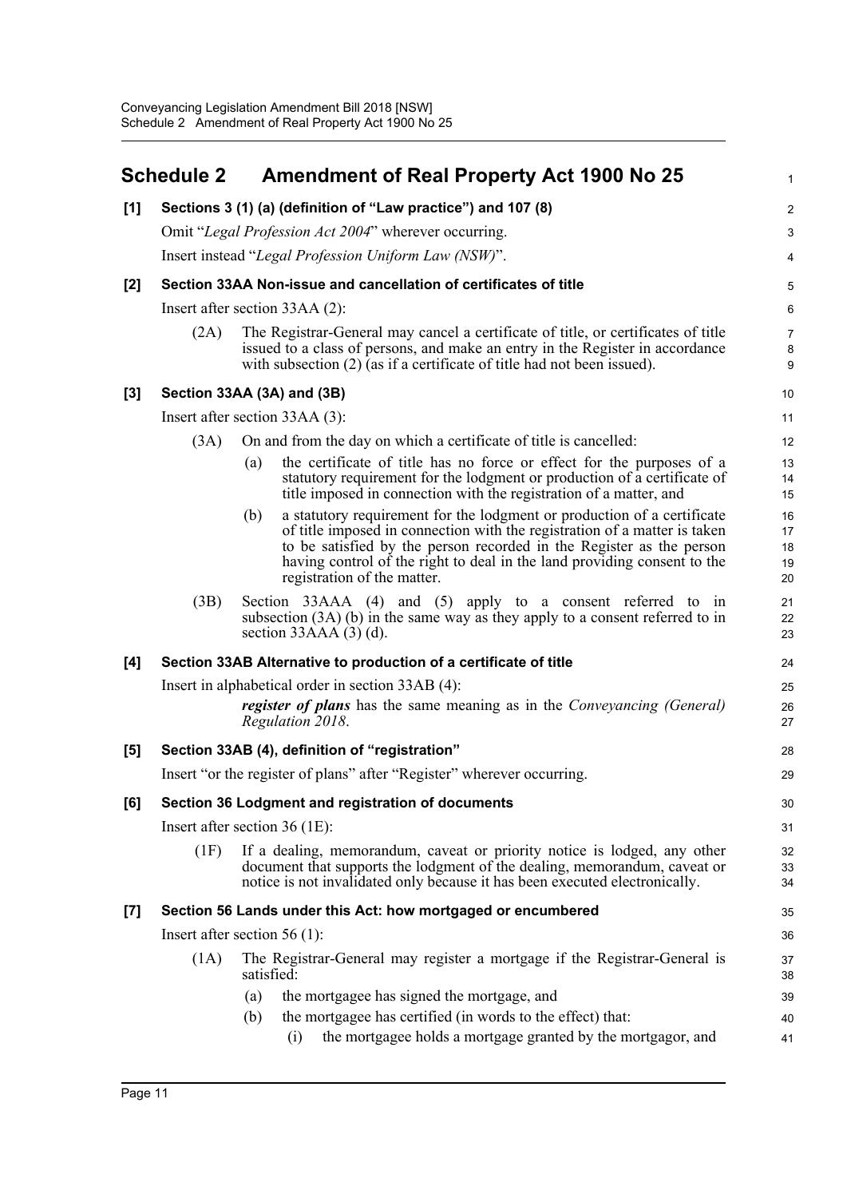## Schedule 2 Amendment of Real Property Act 1900 No 25

**[1] Sections 3 (1) (a) (definition of "Law practice") and 107 (8)**

Omit "*Legal Profession Act 2004*" wherever occurring.

Insert instead "*Legal Profession Uniform Law (NSW)*".

**[2] Section 33AA Non-issue and cancellation of certificates of title**

Insert after section 33AA (2):

(2A) The Registrar-General may cancel a certificate of title, or certificates of title issued to a class of persons, and make an entry in the Register in accordance with subsection (2) (as if a certificate of title had not been issued).

**[3] Section 33AA (3A) and (3B)**

Insert after section 33AA (3):

(3A) On and from the day on which a certificate of title is cancelled:

(a) the certificate of title has no force or effect for the purposes of a statutory requirement for the lodgment or production of a certificate of title imposed in connection with the registration of a matter, and

(b) a statutory requirement for the lodgment or production of a certificate of title imposed in connection with the registration of a matter is taken to be satisfied by the person recorded in the Register as the person having control of the right to deal in the land providing consent to the registration of the matter.

(3B) Section 33AAA (4) and (5) apply to a consent referred to in subsection (3A) (b) in the same way as they apply to a consent referred to in section 33AAA (3) (d).

**[4] Section 33AB Alternative to production of a certificate of title**

Insert in alphabetical order in section 33AB (4):

***register of plans*** has the same meaning as in the *Conveyancing (General) Regulation 2018*.

**[5] Section 33AB (4), definition of "registration"**

Insert "or the register of plans" after "Register" wherever occurring.

**[6] Section 36 Lodgment and registration of documents**

Insert after section 36 (1E):

(1F) If a dealing, memorandum, caveat or priority notice is lodged, any other document that supports the lodgment of the dealing, memorandum, caveat or notice is not invalidated only because it has been executed electronically.

**[7] Section 56 Lands under this Act: how mortgaged or encumbered**

Insert after section 56 (1):

(1A) The Registrar-General may register a mortgage if the Registrar-General is satisfied:

(a) the mortgagee has signed the mortgage, and

(b) the mortgagee has certified (in words to the effect) that:

(i) the mortgagee holds a mortgage granted by the mortgagor, and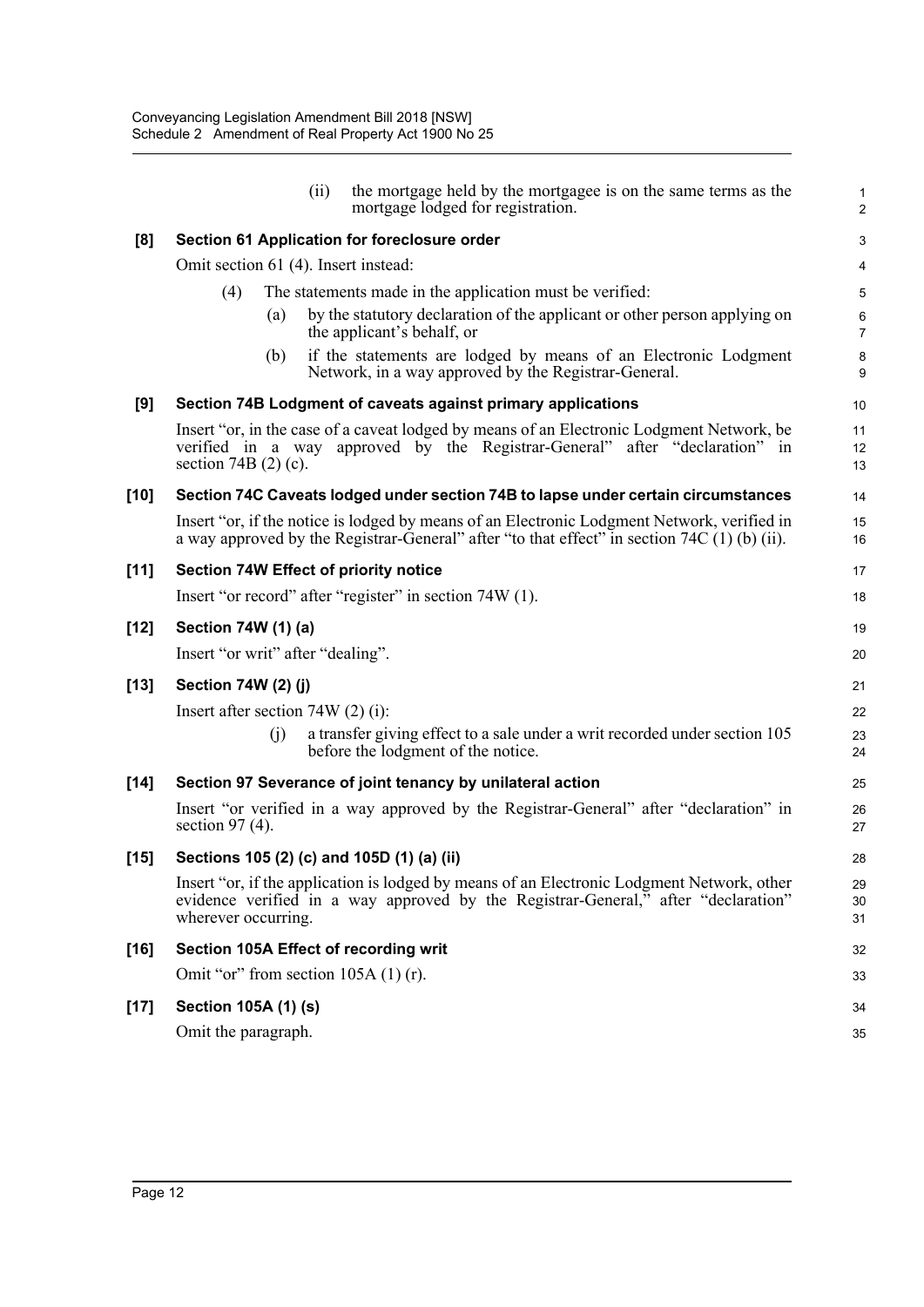(ii) the mortgage held by the mortgagee is on the same terms as the mortgage lodged for registration.

**[8] Section 61 Application for foreclosure order**

Omit section 61 (4). Insert instead:

(4) The statements made in the application must be verified:

(a) by the statutory declaration of the applicant or other person applying on the applicant's behalf, or

(b) if the statements are lodged by means of an Electronic Lodgment Network, in a way approved by the Registrar-General.

**[9] Section 74B Lodgment of caveats against primary applications**

Insert "or, in the case of a caveat lodged by means of an Electronic Lodgment Network, be verified in a way approved by the Registrar-General" after "declaration" in section 74B (2) (c).

**[10] Section 74C Caveats lodged under section 74B to lapse under certain circumstances**

Insert "or, if the notice is lodged by means of an Electronic Lodgment Network, verified in a way approved by the Registrar-General" after "to that effect" in section 74C (1) (b) (ii).

**[11] Section 74W Effect of priority notice**

Insert "or record" after "register" in section 74W (1).

**[12] Section 74W (1) (a)**

Insert "or writ" after "dealing".

**[13] Section 74W (2) (j)**

Insert after section 74W (2) (i):

(j) a transfer giving effect to a sale under a writ recorded under section 105 before the lodgment of the notice.

**[14] Section 97 Severance of joint tenancy by unilateral action**

Insert "or verified in a way approved by the Registrar-General" after "declaration" in section 97 (4).

**[15] Sections 105 (2) (c) and 105D (1) (a) (ii)**

Insert "or, if the application is lodged by means of an Electronic Lodgment Network, other evidence verified in a way approved by the Registrar-General," after "declaration" wherever occurring.

**[16] Section 105A Effect of recording writ**

Omit "or" from section 105A (1) (r).

**[17] Section 105A (1) (s)**

Omit the paragraph.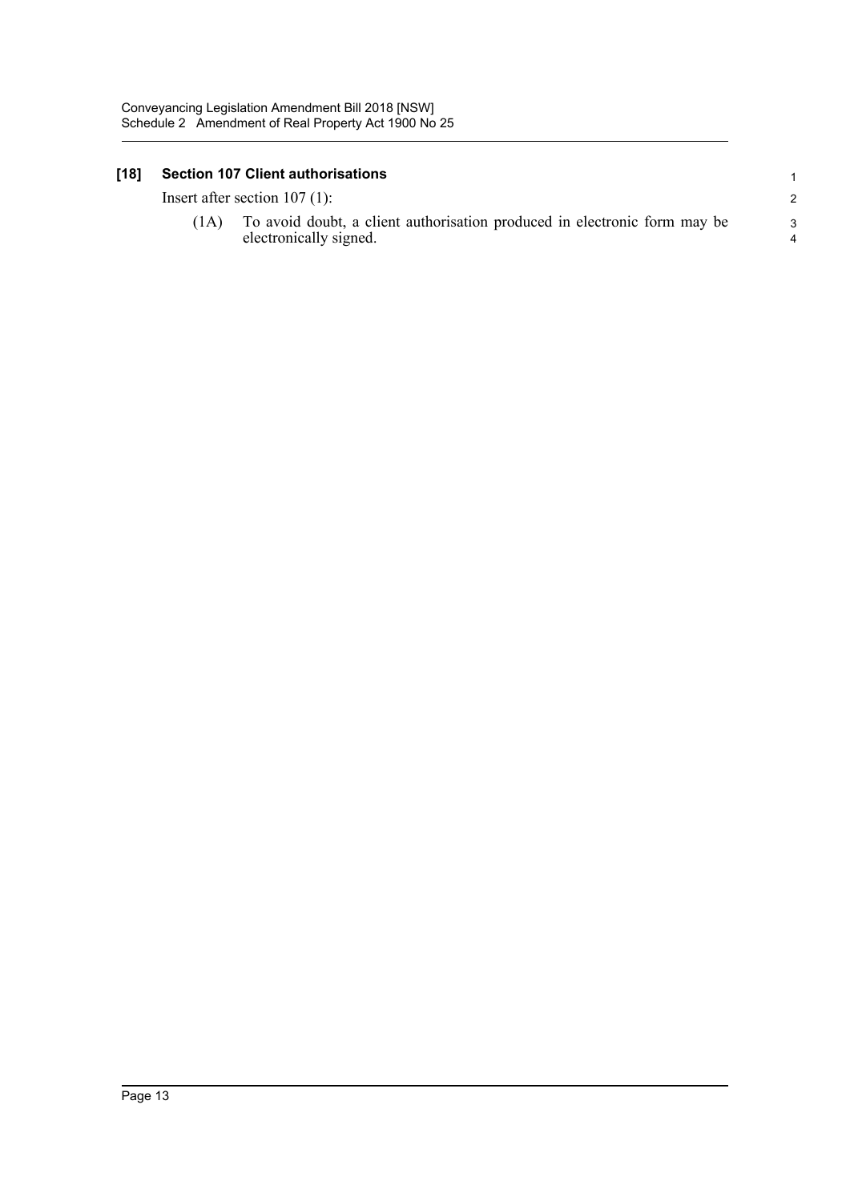**[18] Section 107 Client authorisations**

Insert after section 107 (1):

(1A) To avoid doubt, a client authorisation produced in electronic form may be electronically signed.